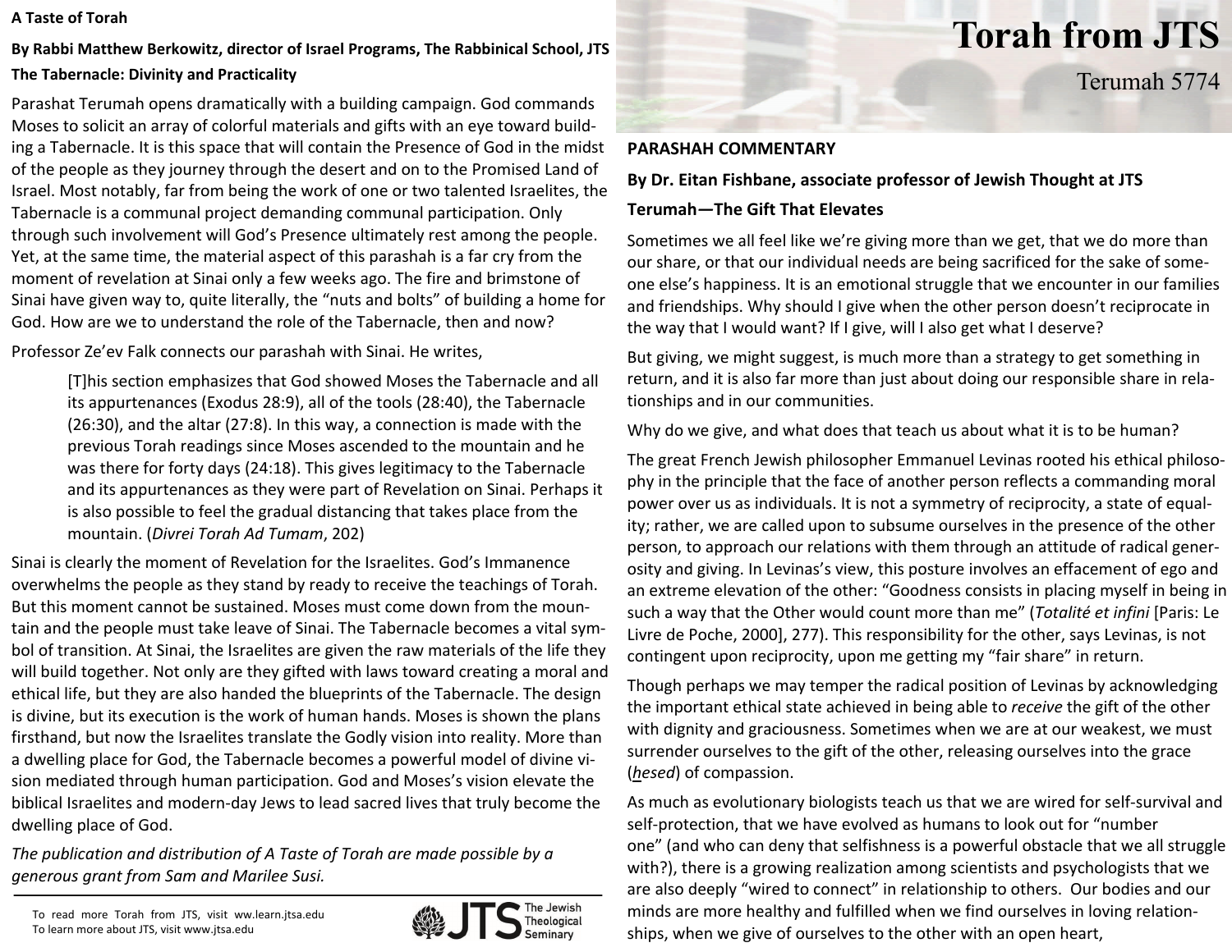# Torah from JTS

Terumah 5774

## A Taste of Torah

**By Rabbi Matthew Berkowitz, director of Israel Programs, The Rabbinical School, JTS**

### The Tabernacle: Divinity and Practicality

Parashat Terumah opens dramatically with a building campaign. God commands Moses to solicit an array of colorful materials and gifts with an eye toward building a Tabernacle. It is this space that will contain the Presence of God in the midst of the people as they journey through the desert and on to the Promised Land of Israel. Most notably, far from being the work of one or two talented Israelites, the Tabernacle is a communal project demanding communal participation. Only through such involvement will God's Presence ultimately rest among the people. Yet, at the same time, the material aspect of this parashah is a far cry from the moment of revelation at Sinai only a few weeks ago. The fire and brimstone of Sinai have given way to, quite literally, the "nuts and bolts" of building a home for God. How are we to understand the role of the Tabernacle, then and now?

Professor Ze'ev Falk connects our parashah with Sinai. He writes,

> [T]his section emphasizes that God showed Moses the Tabernacle and all its appurtenances (Exodus 28:9), all of the tools (28:40), the Tabernacle (26:30), and the altar (27:8). In this way, a connection is made with the previous Torah readings since Moses ascended to the mountain and he was there for forty days (24:18). This gives legitimacy to the Tabernacle and its appurtenances as they were part of Revelation on Sinai. Perhaps it is also possible to feel the gradual distancing that takes place from the mountain. (*Divrei Torah Ad Tumam*, 202)

Sinai is clearly the moment of Revelation for the Israelites. God's Immanence overwhelms the people as they stand by ready to receive the teachings of Torah. But this moment cannot be sustained. Moses must come down from the mountain and the people must take leave of Sinai. The Tabernacle becomes a vital symbol of transition. At Sinai, the Israelites are given the raw materials of the life they will build together. Not only are they gifted with laws toward creating a moral and ethical life, but they are also handed the blueprints of the Tabernacle. The design is divine, but its execution is the work of human hands. Moses is shown the plans firsthand, but now the Israelites translate the Godly vision into reality. More than a dwelling place for God, the Tabernacle becomes a powerful model of divine vision mediated through human participation. God and Moses's vision elevate the biblical Israelites and modern-day Jews to lead sacred lives that truly become the dwelling place of God.

*The publication and distribution of A Taste of Torah are made possible by a generous grant from Sam and Marilee Susi.*

To read more Torah from JTS, visit ww.learn.jtsa.edu
To learn more about JTS, visit www.jtsa.edu

## PARASHAH COMMENTARY

**By Dr. Eitan Fishbane, associate professor of Jewish Thought at JTS**

### Terumah—The Gift That Elevates

Sometimes we all feel like we're giving more than we get, that we do more than our share, or that our individual needs are being sacrificed for the sake of someone else's happiness. It is an emotional struggle that we encounter in our families and friendships. Why should I give when the other person doesn't reciprocate in the way that I would want? If I give, will I also get what I deserve?

But giving, we might suggest, is much more than a strategy to get something in return, and it is also far more than just about doing our responsible share in relationships and in our communities.

Why do we give, and what does that teach us about what it is to be human?

The great French Jewish philosopher Emmanuel Levinas rooted his ethical philosophy in the principle that the face of another person reflects a commanding moral power over us as individuals. It is not a symmetry of reciprocity, a state of equality; rather, we are called upon to subsume ourselves in the presence of the other person, to approach our relations with them through an attitude of radical generosity and giving. In Levinas's view, this posture involves an effacement of ego and an extreme elevation of the other: "Goodness consists in placing myself in being in such a way that the Other would count more than me" (*Totalité et infini* [Paris: Le Livre de Poche, 2000], 277). This responsibility for the other, says Levinas, is not contingent upon reciprocity, upon me getting my "fair share" in return.

Though perhaps we may temper the radical position of Levinas by acknowledging the important ethical state achieved in being able to *receive* the gift of the other with dignity and graciousness. Sometimes when we are at our weakest, we must surrender ourselves to the gift of the other, releasing ourselves into the grace (*hesed*) of compassion.

As much as evolutionary biologists teach us that we are wired for self-survival and self-protection, that we have evolved as humans to look out for "number one" (and who can deny that selfishness is a powerful obstacle that we all struggle with?), there is a growing realization among scientists and psychologists that we are also deeply "wired to connect" in relationship to others. Our bodies and our minds are more healthy and fulfilled when we find ourselves in loving relationships, when we give of ourselves to the other with an open heart,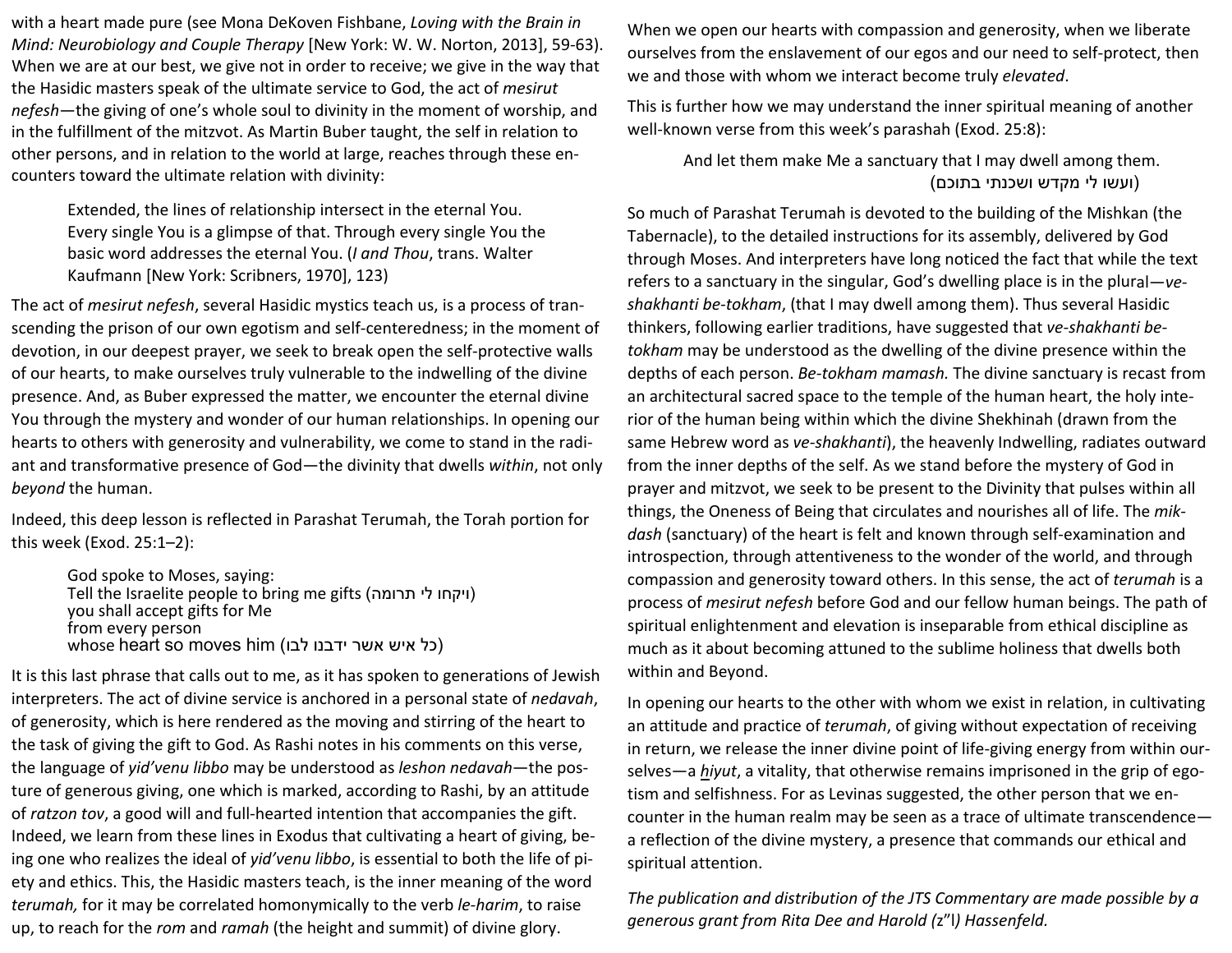with a heart made pure (see Mona DeKoven Fishbane, *Loving with the Brain in Mind: Neurobiology and Couple Therapy* [New York: W. W. Norton, 2013], 59-63). When we are at our best, we give not in order to receive; we give in the way that the Hasidic masters speak of the ultimate service to God, the act of *mesirut nefesh*—the giving of one's whole soul to divinity in the moment of worship, and in the fulfillment of the mitzvot. As Martin Buber taught, the self in relation to other persons, and in relation to the world at large, reaches through these encounters toward the ultimate relation with divinity:

> Extended, the lines of relationship intersect in the eternal You. Every single You is a glimpse of that. Through every single You the basic word addresses the eternal You. (*I and Thou*, trans. Walter Kaufmann [New York: Scribners, 1970], 123)

The act of *mesirut nefesh*, several Hasidic mystics teach us, is a process of transcending the prison of our own egotism and self-centeredness; in the moment of devotion, in our deepest prayer, we seek to break open the self-protective walls of our hearts, to make ourselves truly vulnerable to the indwelling of the divine presence. And, as Buber expressed the matter, we encounter the eternal divine You through the mystery and wonder of our human relationships. In opening our hearts to others with generosity and vulnerability, we come to stand in the radiant and transformative presence of God—the divinity that dwells *within*, not only *beyond* the human.

Indeed, this deep lesson is reflected in Parashat Terumah, the Torah portion for this week (Exod. 25:1–2):

> God spoke to Moses, saying:
> Tell the Israelite people to bring me gifts (ויקחו לי תרומה)
> you shall accept gifts for Me
> from every person
> whose heart so moves him (כל איש אשר ידבנו לבו)

It is this last phrase that calls out to me, as it has spoken to generations of Jewish interpreters. The act of divine service is anchored in a personal state of *nedavah*, of generosity, which is here rendered as the moving and stirring of the heart to the task of giving the gift to God. As Rashi notes in his comments on this verse, the language of *yid'venu libbo* may be understood as *leshon nedavah*—the posture of generous giving, one which is marked, according to Rashi, by an attitude of *ratzon tov*, a good will and full-hearted intention that accompanies the gift. Indeed, we learn from these lines in Exodus that cultivating a heart of giving, being one who realizes the ideal of *yid'venu libbo*, is essential to both the life of piety and ethics. This, the Hasidic masters teach, is the inner meaning of the word *terumah,* for it may be correlated homonymically to the verb *le-harim*, to raise up, to reach for the *rom* and *ramah* (the height and summit) of divine glory.

When we open our hearts with compassion and generosity, when we liberate ourselves from the enslavement of our egos and our need to self-protect, then we and those with whom we interact become truly *elevated*.

This is further how we may understand the inner spiritual meaning of another well-known verse from this week's parashah (Exod. 25:8):

> And let them make Me a sanctuary that I may dwell among them.
> (ועשו לי מקדש ושכנתי בתוכם)

So much of Parashat Terumah is devoted to the building of the Mishkan (the Tabernacle), to the detailed instructions for its assembly, delivered by God through Moses. And interpreters have long noticed the fact that while the text refers to a sanctuary in the singular, God's dwelling place is in the plural—*ve-shakhanti be-tokham*, (that I may dwell among them). Thus several Hasidic thinkers, following earlier traditions, have suggested that *ve-shakhanti be-tokham* may be understood as the dwelling of the divine presence within the depths of each person. *Be-tokham mamash.* The divine sanctuary is recast from an architectural sacred space to the temple of the human heart, the holy interior of the human being within which the divine Shekhinah (drawn from the same Hebrew word as *ve-shakhanti*), the heavenly Indwelling, radiates outward from the inner depths of the self. As we stand before the mystery of God in prayer and mitzvot, we seek to be present to the Divinity that pulses within all things, the Oneness of Being that circulates and nourishes all of life. The *mikdash* (sanctuary) of the heart is felt and known through self-examination and introspection, through attentiveness to the wonder of the world, and through compassion and generosity toward others. In this sense, the act of *terumah* is a process of *mesirut nefesh* before God and our fellow human beings. The path of spiritual enlightenment and elevation is inseparable from ethical discipline as much as it about becoming attuned to the sublime holiness that dwells both within and Beyond.

In opening our hearts to the other with whom we exist in relation, in cultivating an attitude and practice of *terumah*, of giving without expectation of receiving in return, we release the inner divine point of life-giving energy from within ourselves—a *ḥiyut*, a vitality, that otherwise remains imprisoned in the grip of egotism and selfishness. For as Levinas suggested, the other person that we encounter in the human realm may be seen as a trace of ultimate transcendence—a reflection of the divine mystery, a presence that commands our ethical and spiritual attention.

*The publication and distribution of the JTS Commentary are made possible by a generous grant from Rita Dee and Harold (z"l) Hassenfeld.*